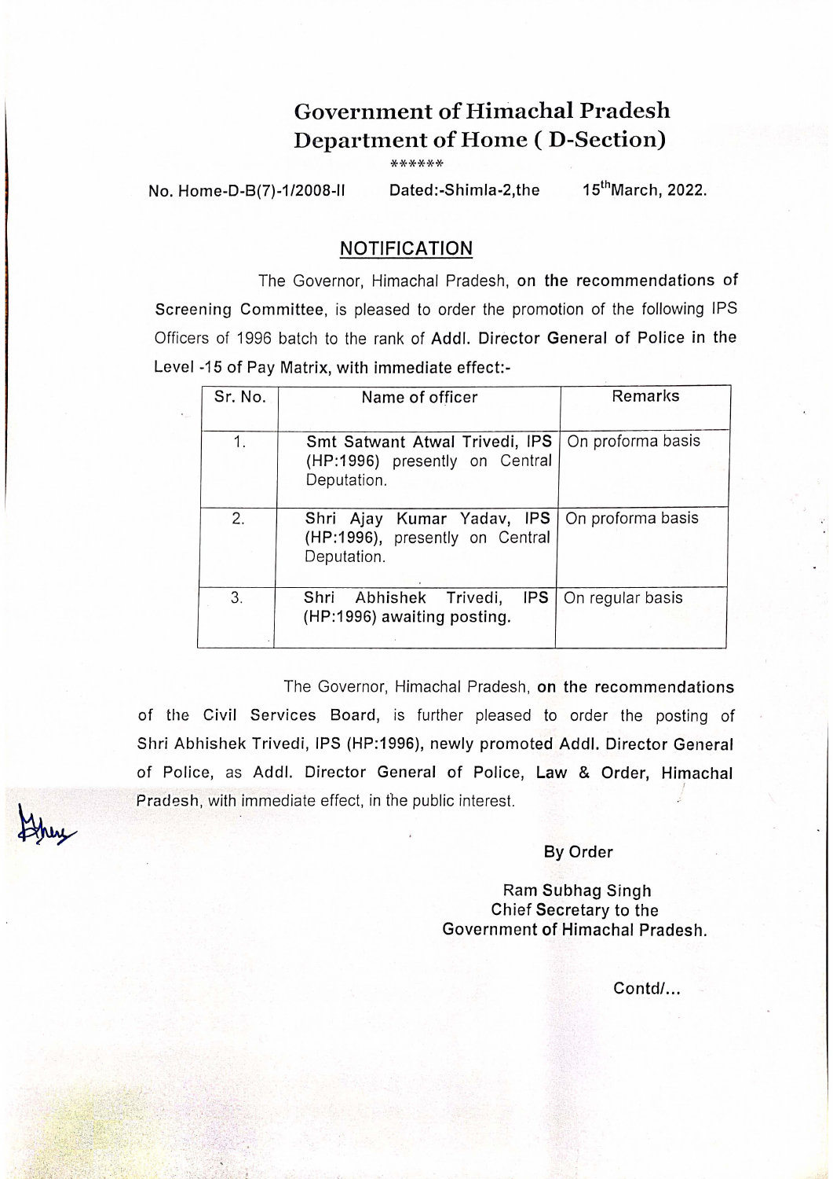# Government of Himachal Pradesh
## Department of Home ( D-Section)

\*\*\*\*\*\*

No. Home-D-B(7)-1/2008-II    Dated:-Shimla-2,the    15th March, 2022.

## NOTIFICATION

The Governor, Himachal Pradesh, on the recommendations of Screening Committee, is pleased to order the promotion of the following IPS Officers of 1996 batch to the rank of Addl. Director General of Police in the Level -15 of Pay Matrix, with immediate effect:-

| Sr. No. | Name of officer | Remarks |
|---|---|---|
| 1. | Smt Satwant Atwal Trivedi, IPS (HP:1996) presently on Central Deputation. | On proforma basis |
| 2. | Shri Ajay Kumar Yadav, IPS (HP:1996), presently on Central Deputation. | On proforma basis |
| 3. | Shri Abhishek Trivedi, IPS (HP:1996) awaiting posting. | On regular basis |

The Governor, Himachal Pradesh, on the recommendations of the Civil Services Board, is further pleased to order the posting of Shri Abhishek Trivedi, IPS (HP:1996), newly promoted Addl. Director General of Police, as Addl. Director General of Police, Law & Order, Himachal Pradesh, with immediate effect, in the public interest.

By Order

Ram Subhag Singh
Chief Secretary to the
Government of Himachal Pradesh.

Contd/...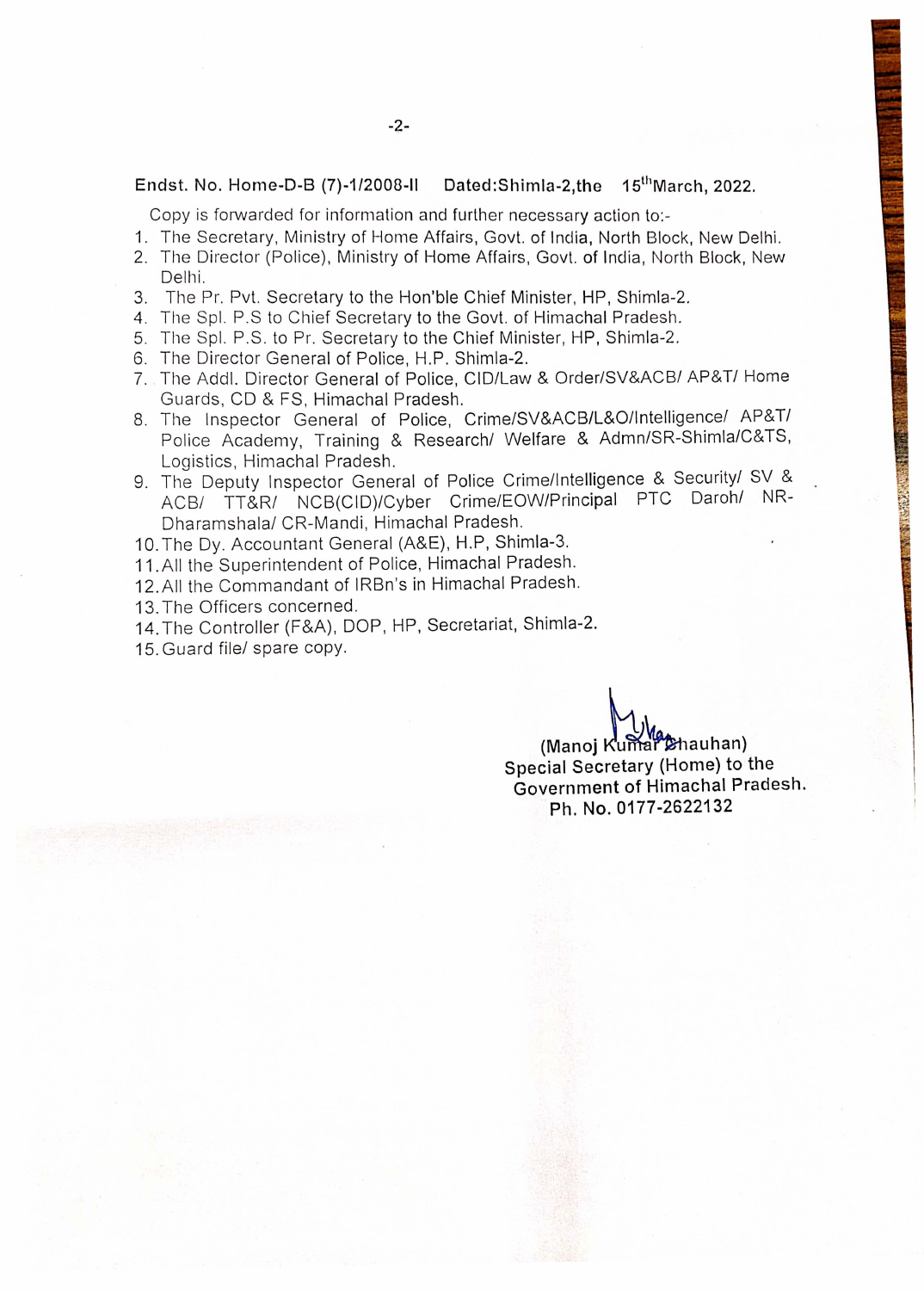Endst. No. Home-D-B (7)-1/2008-II Dated:Shimla-2,the 15th March, 2022.

Copy is forwarded for information and further necessary action to:-

1. The Secretary, Ministry of Home Affairs, Govt. of India, North Block, New Delhi.
2. The Director (Police), Ministry of Home Affairs, Govt. of India, North Block, New Delhi.
3. The Pr. Pvt. Secretary to the Hon'ble Chief Minister, HP, Shimla-2.
4. The Spl. P.S to Chief Secretary to the Govt. of Himachal Pradesh.
5. The Spl. P.S. to Pr. Secretary to the Chief Minister, HP, Shimla-2.
6. The Director General of Police, H.P. Shimla-2.
7. The Addl. Director General of Police, CID/Law & Order/SV&ACB/ AP&T/ Home Guards, CD & FS, Himachal Pradesh.
8. The Inspector General of Police, Crime/SV&ACB/L&O/Intelligence/ AP&T/ Police Academy, Training & Research/ Welfare & Admn/SR-Shimla/C&TS, Logistics, Himachal Pradesh.
9. The Deputy Inspector General of Police Crime/Intelligence & Security/ SV & ACB/ TT&R/ NCB(CID)/Cyber Crime/EOW/Principal PTC Daroh/ NR-Dharamshala/ CR-Mandi, Himachal Pradesh.
10. The Dy. Accountant General (A&E), H.P, Shimla-3.
11. All the Superintendent of Police, Himachal Pradesh.
12. All the Commandant of IRBn's in Himachal Pradesh.
13. The Officers concerned.
14. The Controller (F&A), DOP, HP, Secretariat, Shimla-2.
15. Guard file/ spare copy.

(Manoj Kumar Chauhan)
Special Secretary (Home) to the
Government of Himachal Pradesh.
Ph. No. 0177-2622132